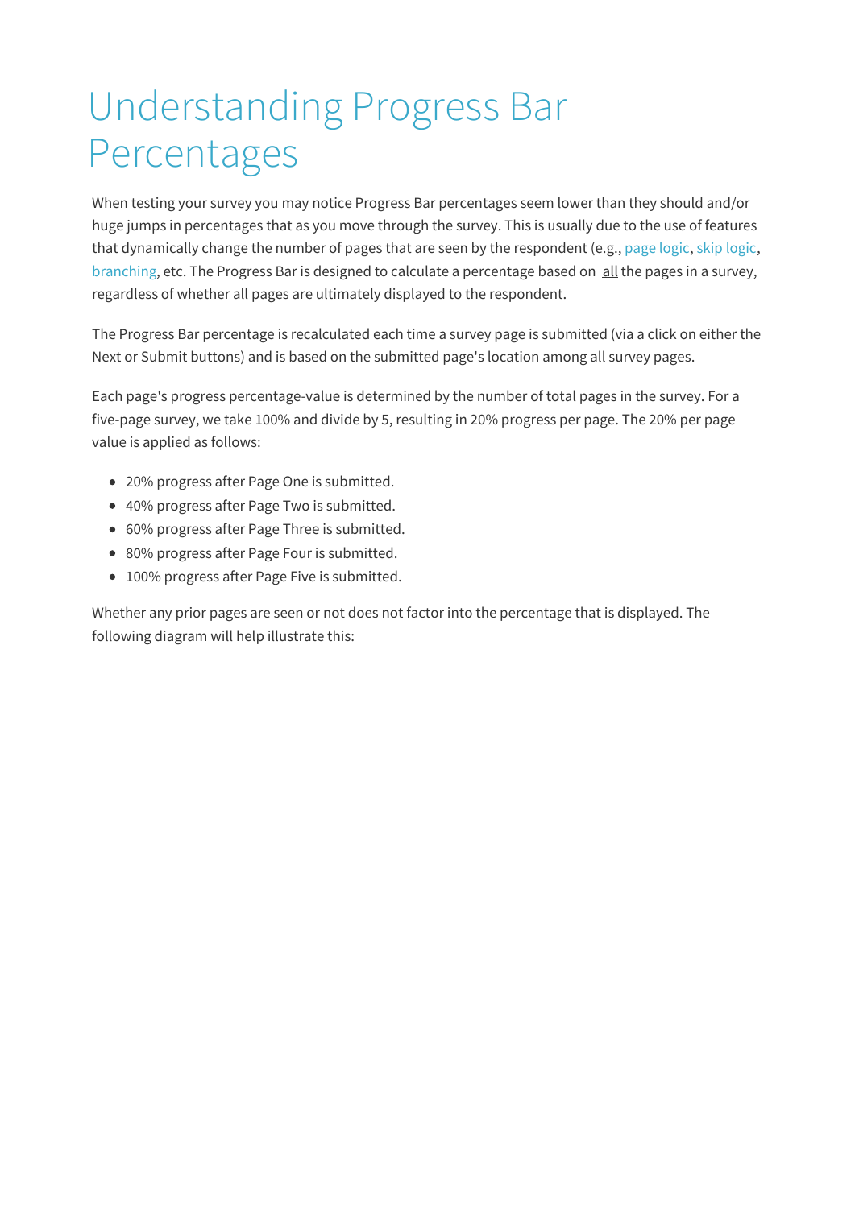# Understanding Progress Bar Percentages

When testing your survey you may notice Progress Bar percentages seem lower than they should and/or huge jumps in percentages that as you move through the survey. This is usually due to the use of features that dynamically change the number of pages that are seen by the respondent (e.g., page logic, skip logic, branching, etc. The Progress Bar is designed to calculate a percentage based on all the pages in a survey, regardless of whether all pages are ultimately displayed to the respondent.

The Progress Bar percentage is recalculated each time a survey page is submitted (via a click on either the Next or Submit buttons) and is based on the submitted page's location among all survey pages.

Each page's progress percentage-value is determined by the number of total pages in the survey. For a five-page survey, we take 100% and divide by 5, resulting in 20% progress per page. The 20% per page value is applied as follows:

- 20% progress after Page One is submitted.
- 40% progress after Page Two is submitted.
- 60% progress after Page Three is submitted.
- 80% progress after Page Four is submitted.
- 100% progress after Page Five is submitted.

Whether any prior pages are seen or not does not factor into the percentage that is displayed. The following diagram will help illustrate this: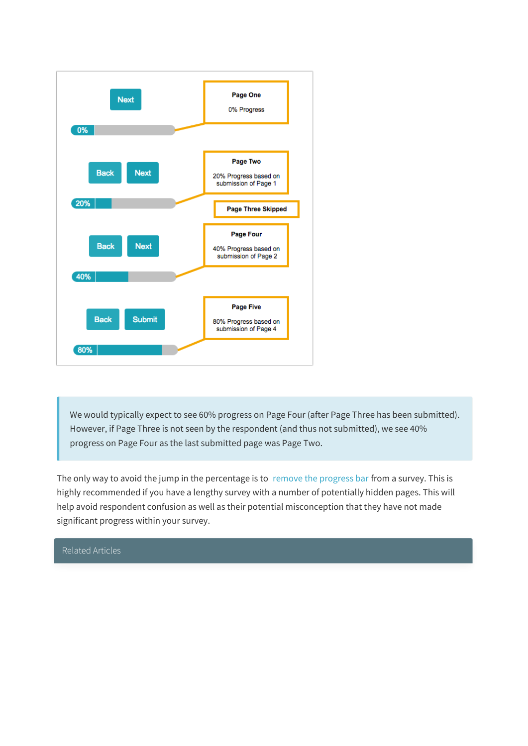Next

Page One

0% Progress

0%

Back Next

Page Two

20% Progress based on submission of Page 1

20%

Page Three Skipped

Back Next

Page Four

40% Progress based on submission of Page 2

40%

Back Submit

Page Five

80% Progress based on submission of Page 4

80%

> We would typically expect to see 60% progress on Page Four (after Page Three has been submitted). However, if Page Three is not seen by the respondent (and thus not submitted), we see 40% progress on Page Four as the last submitted page was Page Two.

The only way to avoid the jump in the percentage is to remove the progress bar from a survey. This is highly recommended if you have a lengthy survey with a number of potentially hidden pages. This will help avoid respondent confusion as well as their potential misconception that they have not made significant progress within your survey.

## Related Articles